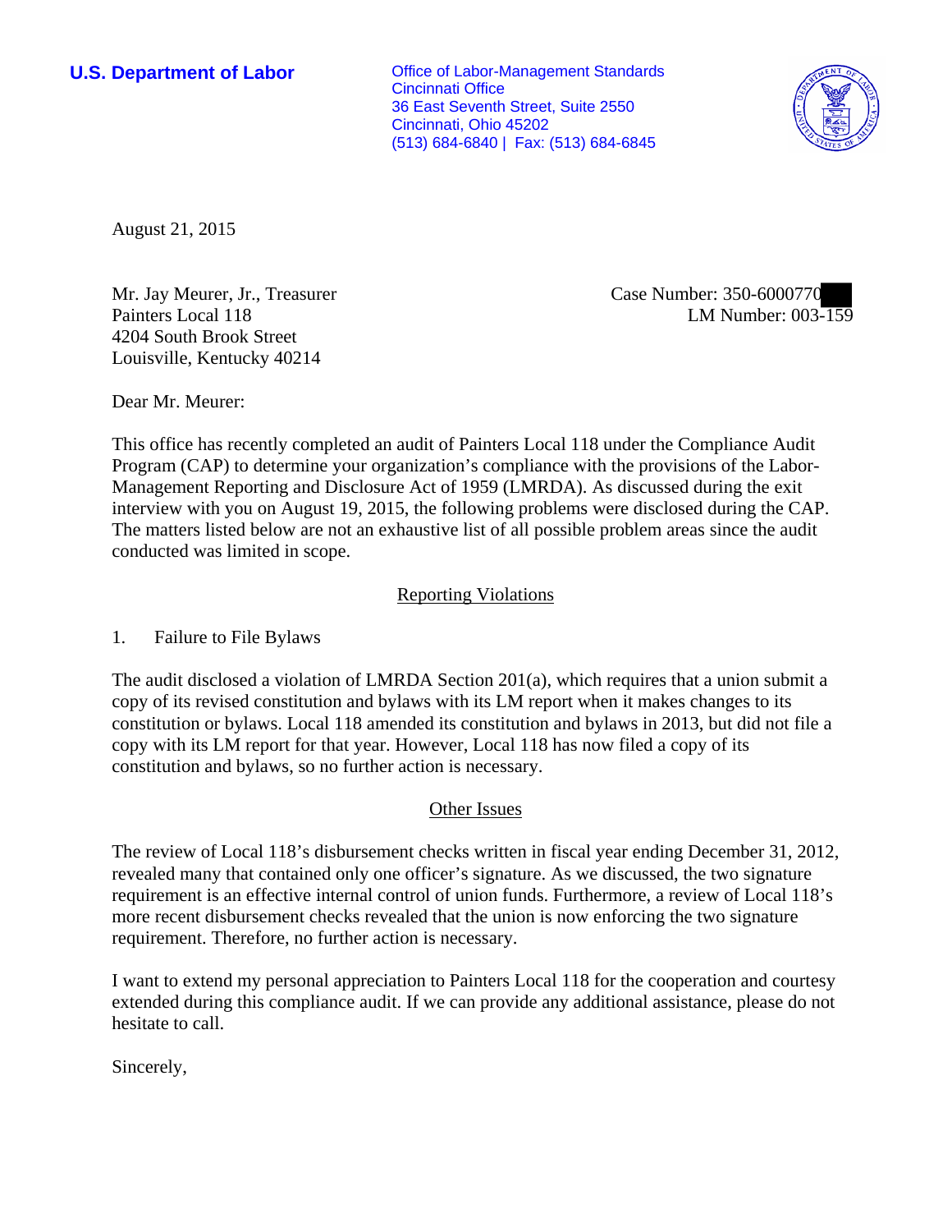**U.S. Department of Labor**

Office of Labor-Management Standards
Cincinnati Office
36 East Seventh Street, Suite 2550
Cincinnati, Ohio 45202
(513) 684-6840 | Fax: (513) 684-6845

August 21, 2015

Mr. Jay Meurer, Jr., Treasurer
Painters Local 118
4204 South Brook Street
Louisville, Kentucky 40214

Case Number: 350-6000770
LM Number: 003-159

Dear Mr. Meurer:

This office has recently completed an audit of Painters Local 118 under the Compliance Audit Program (CAP) to determine your organization's compliance with the provisions of the Labor-Management Reporting and Disclosure Act of 1959 (LMRDA). As discussed during the exit interview with you on August 19, 2015, the following problems were disclosed during the CAP. The matters listed below are not an exhaustive list of all possible problem areas since the audit conducted was limited in scope.

## Reporting Violations

1. Failure to File Bylaws

The audit disclosed a violation of LMRDA Section 201(a), which requires that a union submit a copy of its revised constitution and bylaws with its LM report when it makes changes to its constitution or bylaws. Local 118 amended its constitution and bylaws in 2013, but did not file a copy with its LM report for that year. However, Local 118 has now filed a copy of its constitution and bylaws, so no further action is necessary.

## Other Issues

The review of Local 118's disbursement checks written in fiscal year ending December 31, 2012, revealed many that contained only one officer's signature. As we discussed, the two signature requirement is an effective internal control of union funds. Furthermore, a review of Local 118's more recent disbursement checks revealed that the union is now enforcing the two signature requirement. Therefore, no further action is necessary.

I want to extend my personal appreciation to Painters Local 118 for the cooperation and courtesy extended during this compliance audit. If we can provide any additional assistance, please do not hesitate to call.

Sincerely,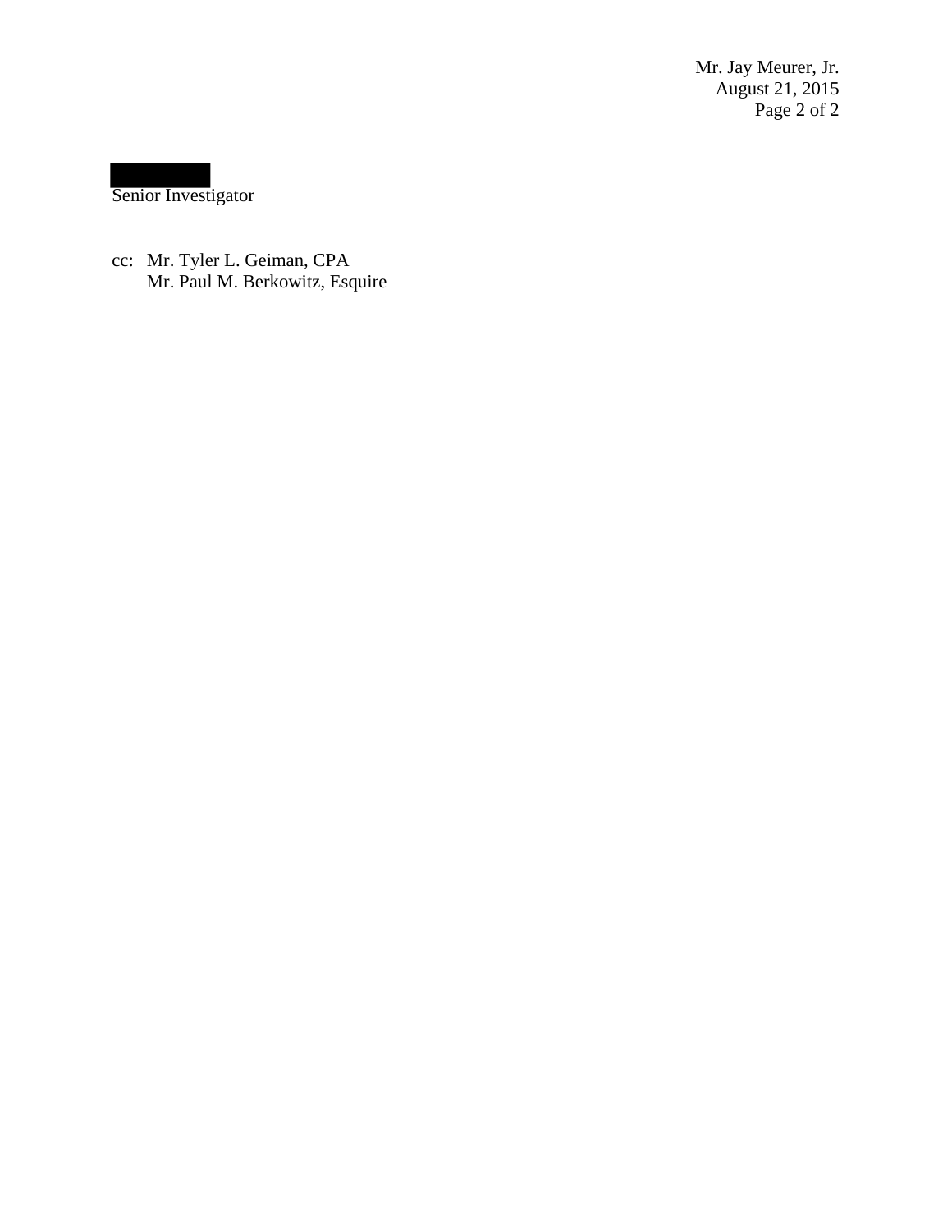Senior Investigator

cc: Mr. Tyler L. Geiman, CPA
Mr. Paul M. Berkowitz, Esquire